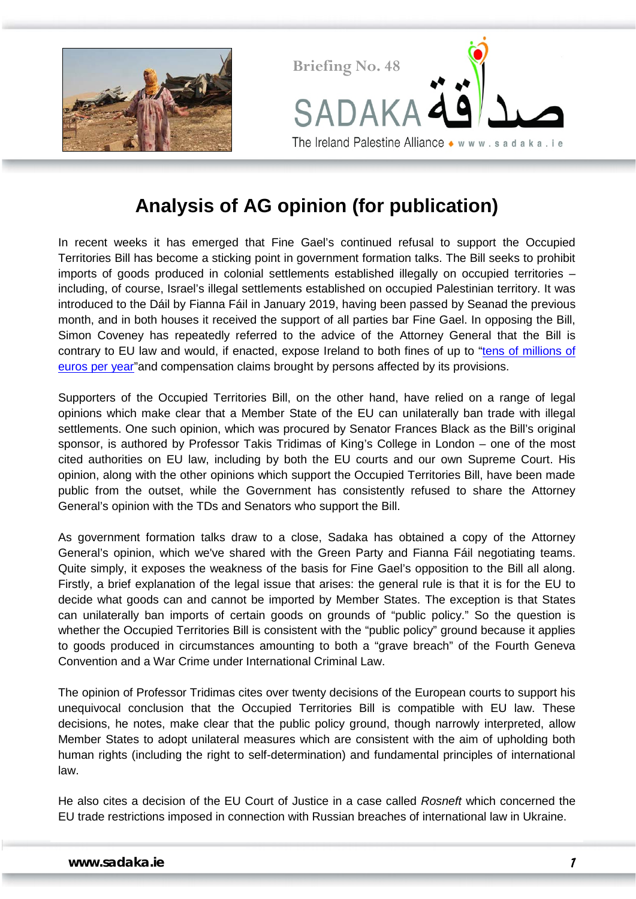Briefing No. 48

SADAKA صدقة

The Ireland Palestine Alliance ♦ www.sadaka.ie

# Analysis of AG opinion (for publication)

In recent weeks it has emerged that Fine Gael's continued refusal to support the Occupied Territories Bill has become a sticking point in government formation talks. The Bill seeks to prohibit imports of goods produced in colonial settlements established illegally on occupied territories – including, of course, Israel's illegal settlements established on occupied Palestinian territory. It was introduced to the Dáil by Fianna Fáil in January 2019, having been passed by Seanad the previous month, and in both houses it received the support of all parties bar Fine Gael. In opposing the Bill, Simon Coveney has repeatedly referred to the advice of the Attorney General that the Bill is contrary to EU law and would, if enacted, expose Ireland to both fines of up to "tens of millions of euros per year"and compensation claims brought by persons affected by its provisions.

Supporters of the Occupied Territories Bill, on the other hand, have relied on a range of legal opinions which make clear that a Member State of the EU can unilaterally ban trade with illegal settlements. One such opinion, which was procured by Senator Frances Black as the Bill's original sponsor, is authored by Professor Takis Tridimas of King's College in London – one of the most cited authorities on EU law, including by both the EU courts and our own Supreme Court. His opinion, along with the other opinions which support the Occupied Territories Bill, have been made public from the outset, while the Government has consistently refused to share the Attorney General's opinion with the TDs and Senators who support the Bill.

As government formation talks draw to a close, Sadaka has obtained a copy of the Attorney General's opinion, which we've shared with the Green Party and Fianna Fáil negotiating teams. Quite simply, it exposes the weakness of the basis for Fine Gael's opposition to the Bill all along. Firstly, a brief explanation of the legal issue that arises: the general rule is that it is for the EU to decide what goods can and cannot be imported by Member States. The exception is that States can unilaterally ban imports of certain goods on grounds of "public policy." So the question is whether the Occupied Territories Bill is consistent with the "public policy" ground because it applies to goods produced in circumstances amounting to both a "grave breach" of the Fourth Geneva Convention and a War Crime under International Criminal Law.

The opinion of Professor Tridimas cites over twenty decisions of the European courts to support his unequivocal conclusion that the Occupied Territories Bill is compatible with EU law. These decisions, he notes, make clear that the public policy ground, though narrowly interpreted, allow Member States to adopt unilateral measures which are consistent with the aim of upholding both human rights (including the right to self-determination) and fundamental principles of international law.

He also cites a decision of the EU Court of Justice in a case called *Rosneft* which concerned the EU trade restrictions imposed in connection with Russian breaches of international law in Ukraine.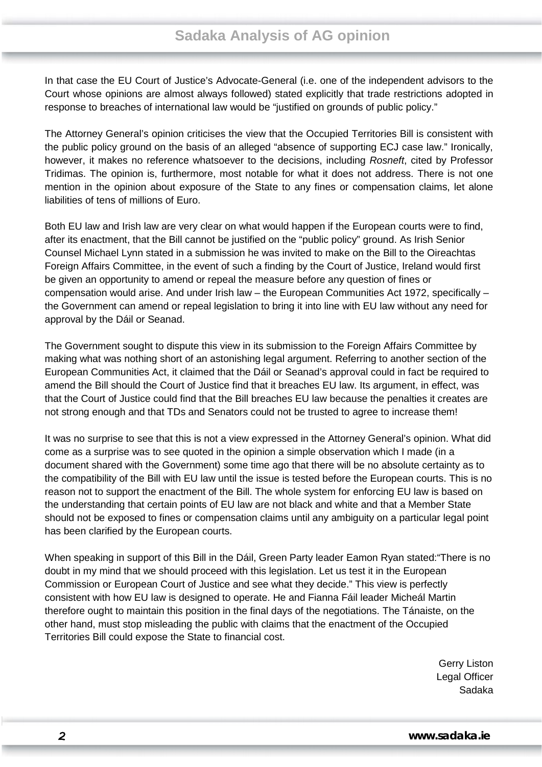In that case the EU Court of Justice's Advocate-General (i.e. one of the independent advisors to the Court whose opinions are almost always followed) stated explicitly that trade restrictions adopted in response to breaches of international law would be "justified on grounds of public policy."

The Attorney General's opinion criticises the view that the Occupied Territories Bill is consistent with the public policy ground on the basis of an alleged "absence of supporting ECJ case law." Ironically, however, it makes no reference whatsoever to the decisions, including *Rosneft*, cited by Professor Tridimas. The opinion is, furthermore, most notable for what it does not address. There is not one mention in the opinion about exposure of the State to any fines or compensation claims, let alone liabilities of tens of millions of Euro.

Both EU law and Irish law are very clear on what would happen if the European courts were to find, after its enactment, that the Bill cannot be justified on the "public policy" ground. As Irish Senior Counsel Michael Lynn stated in a submission he was invited to make on the Bill to the Oireachtas Foreign Affairs Committee, in the event of such a finding by the Court of Justice, Ireland would first be given an opportunity to amend or repeal the measure before any question of fines or compensation would arise. And under Irish law – the European Communities Act 1972, specifically – the Government can amend or repeal legislation to bring it into line with EU law without any need for approval by the Dáil or Seanad.

The Government sought to dispute this view in its submission to the Foreign Affairs Committee by making what was nothing short of an astonishing legal argument. Referring to another section of the European Communities Act, it claimed that the Dáil or Seanad's approval could in fact be required to amend the Bill should the Court of Justice find that it breaches EU law. Its argument, in effect, was that the Court of Justice could find that the Bill breaches EU law because the penalties it creates are not strong enough and that TDs and Senators could not be trusted to agree to increase them!

It was no surprise to see that this is not a view expressed in the Attorney General's opinion. What did come as a surprise was to see quoted in the opinion a simple observation which I made (in a document shared with the Government) some time ago that there will be no absolute certainty as to the compatibility of the Bill with EU law until the issue is tested before the European courts. This is no reason not to support the enactment of the Bill. The whole system for enforcing EU law is based on the understanding that certain points of EU law are not black and white and that a Member State should not be exposed to fines or compensation claims until any ambiguity on a particular legal point has been clarified by the European courts.

When speaking in support of this Bill in the Dáil, Green Party leader Eamon Ryan stated:"There is no doubt in my mind that we should proceed with this legislation. Let us test it in the European Commission or European Court of Justice and see what they decide." This view is perfectly consistent with how EU law is designed to operate. He and Fianna Fáil leader Micheál Martin therefore ought to maintain this position in the final days of the negotiations. The Tánaiste, on the other hand, must stop misleading the public with claims that the enactment of the Occupied Territories Bill could expose the State to financial cost.

Gerry Liston
Legal Officer
Sadaka